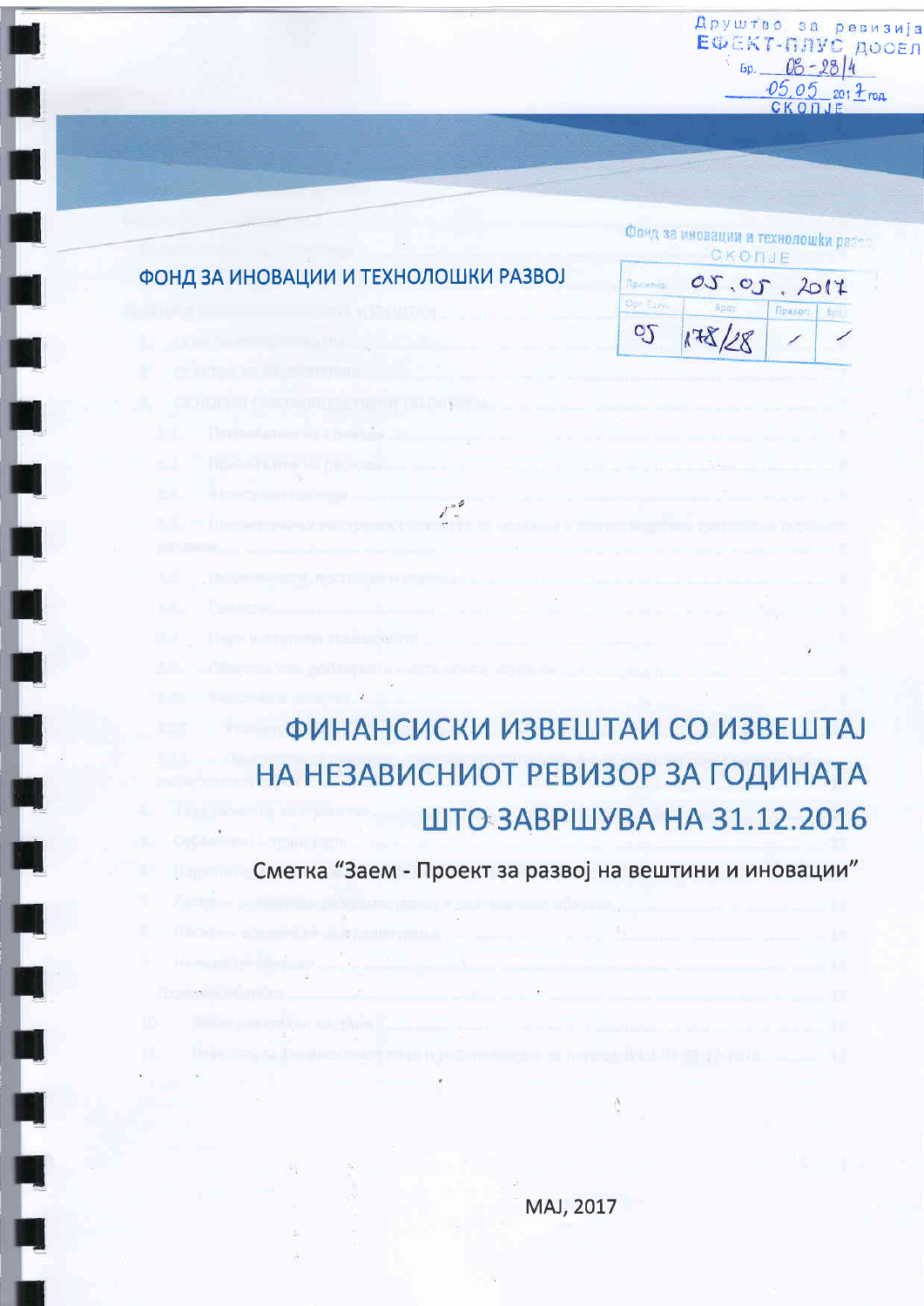Друштво за ревизија ЕФЕКТ-ПЛУС ДООЕЛ
Бр. 08-28/4
05.05 2017 год.
СКОПЈЕ

**ФОНД ЗА ИНОВАЦИИ И ТЕХНОЛОШКИ РАЗВОЈ**

Фонд за иновации и технолошки развој
СКОПЈЕ

| Примено: | 05.05.2017 | | |
|---|---|---|---|
| Орг. Един. | Број | Прилог | Вред. |
| 05 | 178/28 | / | / |

# ФИНАНСИСКИ ИЗВЕШТАИ СО ИЗВЕШТАЈ НА НЕЗАВИСНИОТ РЕВИЗОР ЗА ГОДИНАТА ШТО ЗАВРШУВА НА 31.12.2016

## Сметка "Заем - Проект за развој на вештини и иновации"

МАЈ, 2017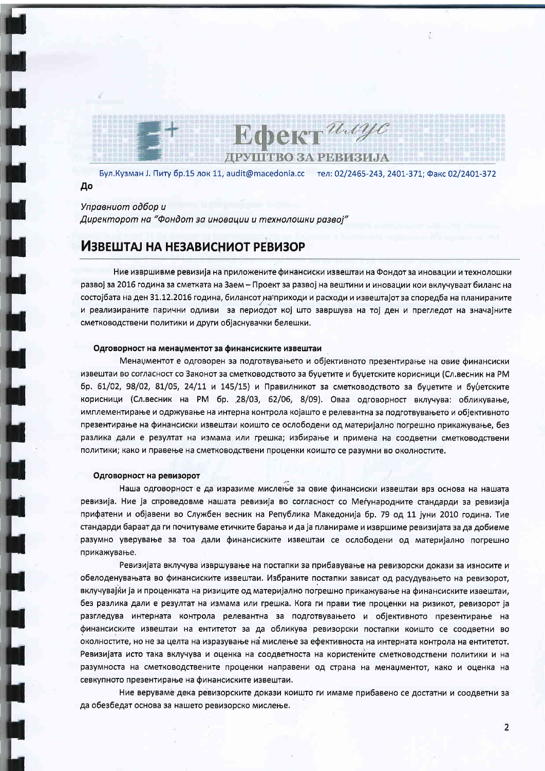**Ефект** *плус*

**ДРУШТВО ЗА РЕВИЗИЈА**

Бул.Кузман Ј. Питу бр.15 лок 11, audit@macedonia.cc тел: 02/2465-243, 2401-371; Факс 02/2401-372

**До**

*Управниот одбор и*

*Директорот на "Фондот за иновации и технолошки развој"*

# ИЗВЕШТАЈ НА НЕЗАВИСНИОТ РЕВИЗОР

Ние извршивме ревизија на приложените финансиски извештаи на Фондот за иновации и технолошки развој за 2016 година за сметката на Заем – Проект за развој на вештини и иновации кои вклучуваат биланс на состојбата на ден 31.12.2016 година, билансот на приходи и расходи и извештајот за споредба на планираните и реализираните парични одливи за периодот кој што завршува на тој ден и прегледот на значајните сметководствени политики и други објаснувачки белешки.

### Одговорност на менаџментот за финансиските извештаи

Менаџментот е одговорен за подготвувањето и објективното презентирање на овие финансиски извештаи во согласност со Законот за сметководството за буџетите и буџетските корисници (Сл.весник на РМ бр. 61/02, 98/02, 81/05, 24/11 и 145/15) и Правилникот за сметководството за буџетите и буџетските корисници (Сл.весник на РМ бр. 28/03, 62/06, 8/09). Оваа одговорност вклучува: обликување, имплементирање и одржување на интерна контрола којашто е релевантна за подготвувањето и објективното презентирање на финансиски извештаи коишто се ослободени од материјално погрешно прикажување, без разлика дали е резултат на измама или грешка; избирање и примена на соодветни сметководствени политики; како и правење на сметководствени проценки коишто се разумни во околностите.

### Одговорност на ревизорот

Наша одговорност е да изразиме мислење за овие финансиски извештаи врз основа на нашата ревизија. Ние ја спроведовме нашата ревизија во согласност со Меѓународните стандарди за ревизија прифатени и објавени во Службен весник на Република Македонија бр. 79 од 11 јуни 2010 година. Тие стандарди бараат да ги почитуваме етичките барања и да ја планираме и извршиме ревизијата за да добиеме разумно уверување за тоа дали финансиските извештаи се ослободени од материјално погрешно прикажување.

Ревизијата вклучува извршување на постапки за прибавување на ревизорски докази за износите и обелоденувањата во финансиските извештаи. Избраните постапки зависат од расудувањето на ревизорот, вклучувајќи ја и проценката на ризиците од материјално погрешно прикажување на финансиските извештаи, без разлика дали е резултат на измама или грешка. Кога ги прави тие проценки на ризикот, ревизорот ја разгледува интерната контрола релевантна за подготвувањето и објективното презентирање на финансиските извештаи на ентитетот за да обликува ревизорски постапки коишто се соодветни во околностите, но не за целта на изразување на мислење за ефективноста на интерната контрола на ентитетот. Ревизијата исто така вклучува и оценка на соодветноста на користените сметководствени политики и на разумноста на сметководствените проценки направени од страна на менаџментот, како и оценка на севкупното презентирање на финансиските извештаи.

Ние веруваме дека ревизорските докази коишто ги имаме прибавено се достатни и соодветни за да обезбедат основа за нашето ревизорско мислење.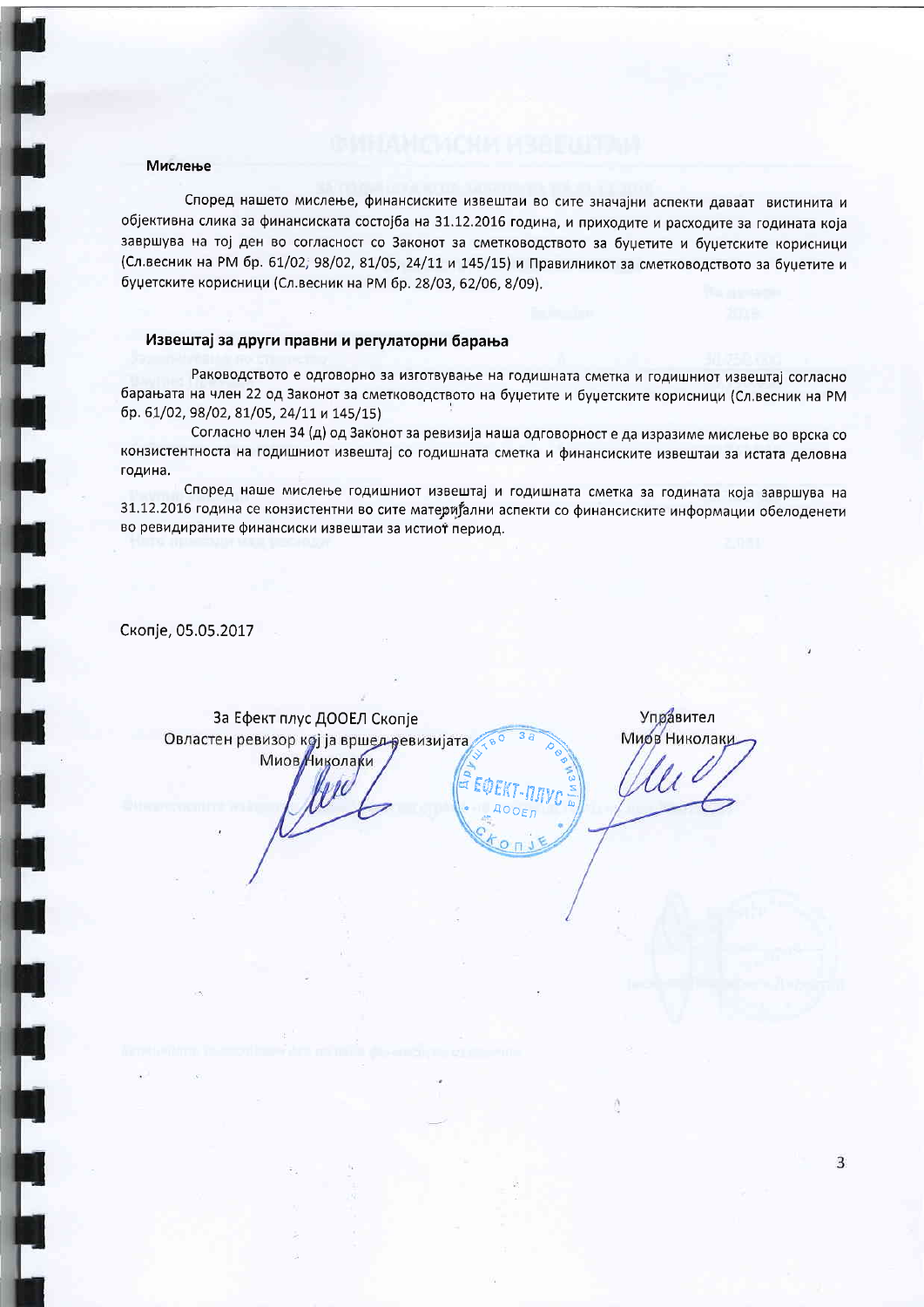## Мислење

Според нашето мислење, финансиските извештаи во сите значајни аспекти даваат вистинита и објективна слика за финансиската состојба на 31.12.2016 година, и приходите и расходите за годината која завршува на тој ден во согласност со Законот за сметководството за буџетите и буџетските корисници (Сл.весник на РМ бр. 61/02, 98/02, 81/05, 24/11 и 145/15) и Правилникот за сметководството за буџетите и буџетските корисници (Сл.весник на РМ бр. 28/03, 62/06, 8/09).

## Извештај за други правни и регулаторни барања

Раководството е одговорно за изготвување на годишната сметка и годишниот извештај согласно барањата на член 22 од Законот за сметководството на буџетите и буџетските корисници (Сл.весник на РМ бр. 61/02, 98/02, 81/05, 24/11 и 145/15)

Согласно член 34 (д) од Законот за ревизија наша одговорност е да изразиме мислење во врска со конзистентноста на годишниот извештај со годишната сметка и финансиските извештаи за истата деловна година.

Според наше мислење годишниот извештај и годишната сметка за годината која завршува на 31.12.2016 година се конзистентни во сите материјални аспекти со финансиските информации обелоденети во ревидираните финансиски извештаи за истиот период.

Скопје, 05.05.2017

За Ефект плус ДООЕЛ Скопје
Овластен ревизор кој ја вршел ревизијата
Миов Николаки

Управител
Миов Николаки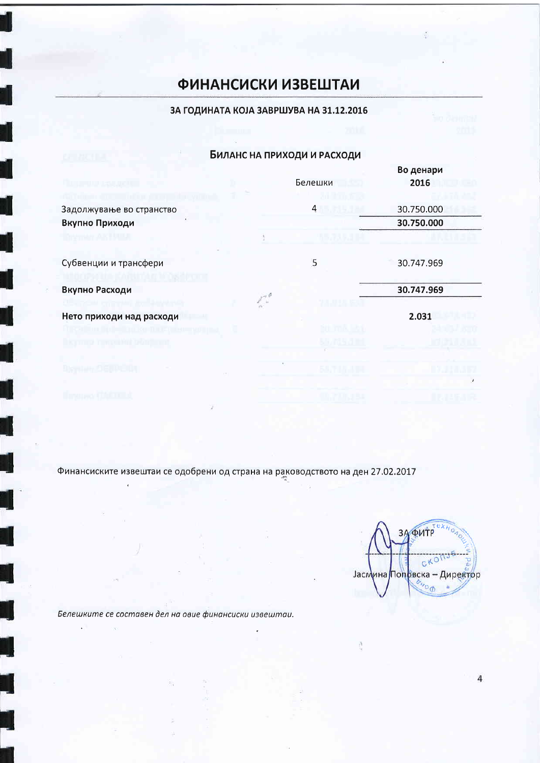# ФИНАНСИСКИ ИЗВЕШТАИ

**ЗА ГОДИНАТА КОЈА ЗАВРШУВА НА 31.12.2016**

## БИЛАНС НА ПРИХОДИ И РАСХОДИ

| | Белешки | Во денари **2016** |
|---|---|---|
| Задолжување во странство | 4 | 30.750.000 |
| **Вкупно Приходи** | | **30.750.000** |
| | | |
| Субвенции и трансфери | 5 | 30.747.969 |
| **Вкупно Расходи** | | **30.747.969** |
| | | |
| **Нето приходи над расходи** | | **2.031** |

Финансиските извештаи се одобрени од страна на раководството на ден 27.02.2017

ЗА ФИТР

Јасмина Поповска – Директор

*Белешките се составен дел на овие финансиски извештаи.*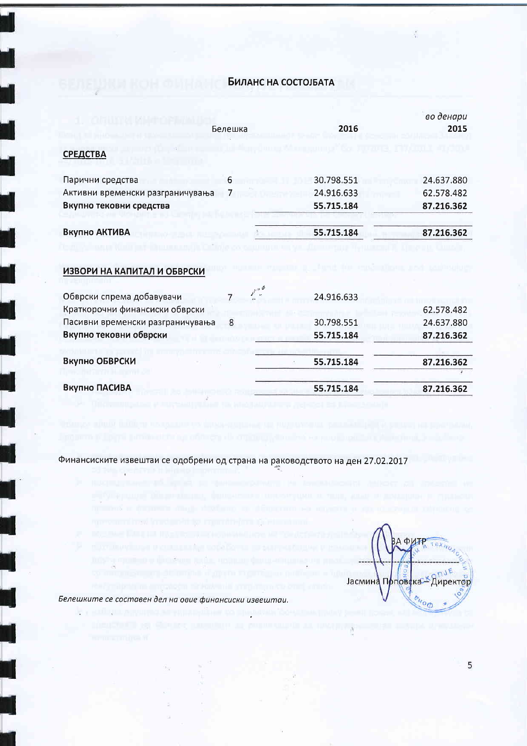# БИЛАНС НА СОСТОЈБАТА

*во денари*

| | Белешка | 2016 | 2015 |
|---|---|---|---|
| **СРЕДСТВА** | | | |
| Парични средства | 6 | 30.798.551 | 24.637.880 |
| Активни временски разграничувања | 7 | 24.916.633 | 62.578.482 |
| **Вкупно тековни средства** | | **55.715.184** | **87.216.362** |
| **Вкупно АКТИВА** | | **55.715.184** | **87.216.362** |
| **ИЗВОРИ НА КАПИТАЛ И ОБВРСКИ** | | | |
| Обврски спрема добавувачи | 7 | 24.916.633 | |
| Краткорочни финансиски обврски | | | 62.578.482 |
| Пасивни временски разграничувања | 8 | 30.798.551 | 24.637.880 |
| **Вкупно тековни обврски** | | **55.715.184** | **87.216.362** |
| **Вкупно ОБВРСКИ** | | **55.715.184** | **87.216.362** |
| **Вкупно ПАСИВА** | | **55.715.184** | **87.216.362** |

Финансиските извештаи се одобрени од страна на раководството на ден 27.02.2017

ЗА ФИТР

Јасмина Поповска – Директор

*Белешките се составен дел на овие финансиски извештаи.*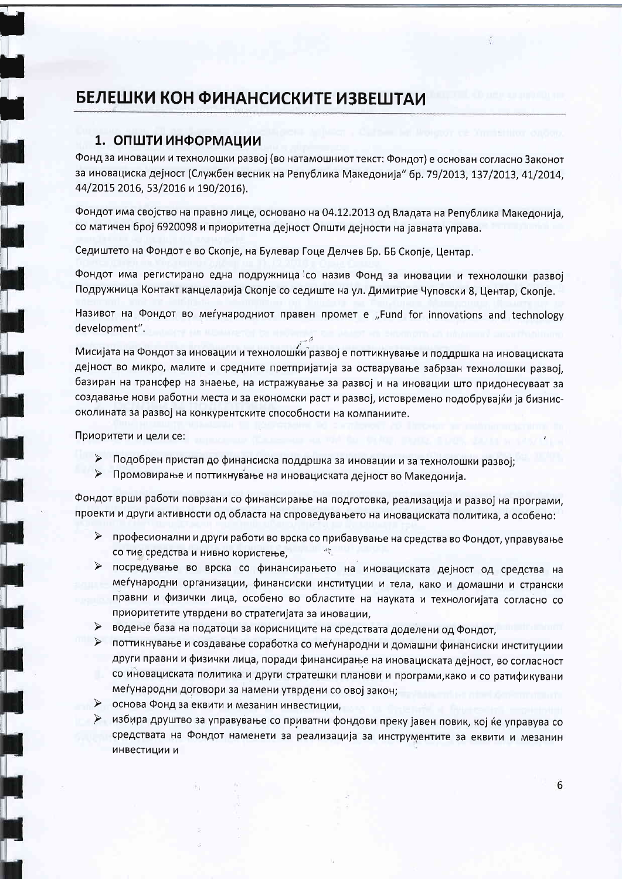# БЕЛЕШКИ КОН ФИНАНСИСКИТЕ ИЗВЕШТАИ

## 1. ОПШТИ ИНФОРМАЦИИ

Фонд за иновации и технолошки развој (во натамошниот текст: Фондот) е основан согласно Законот за иновациска дејност (Службен весник на Република Македонија" бр. 79/2013, 137/2013, 41/2014, 44/2015 2016, 53/2016 и 190/2016).

Фондот има својство на правно лице, основано на 04.12.2013 од Владата на Република Македонија, со матичен број 6920098 и приоритетна дејност Општи дејности на јавната управа.

Седиштето на Фондот е во Скопје, на Булевар Гоце Делчев Бр. ББ Скопје, Центар.

Фондот има регистирано една подружница со назив Фонд за иновации и технолошки развој Подружница Контакт канцеларија Скопје со седиште на ул. Димитрие Чуповски 8, Центар, Скопје.

Називот на Фондот во меѓународниот правен промет е „Fund for innovations and technology development".

Мисијата на Фондот за иновации и технолошки развој е поттикнување и поддршка на иновациската дејност во микро, малите и средните претпријатија за остварување забрзан технолошки развој, базиран на трансфер на знаење, на истражување за развој и на иновации што придонесуваат за создавање нови работни места и за економски раст и развој, истовремено подобрувајќи ја бизнис-околината за развој на конкурентските способности на компаниите.

Приоритети и цели се:

- Подобрен пристап до финансиска поддршка за иновации и за технолошки развој;
- Промовирање и поттикнување на иновациската дејност во Македонија.

Фондот врши работи поврзани со финансирање на подготовка, реализација и развој на програми, проекти и други активности од областа на спроведувањето на иновациската политика, а особено:

- професионални и други работи во врска со прибавување на средства во Фондот, управување со тие средства и нивно користење,
- посредување во врска со финансирањето на иновациската дејност од средства на меѓународни организации, финансиски институции и тела, како и домашни и странски правни и физички лица, особено во областите на науката и технологијата согласно со приоритетите утврдени во стратегијата за иновации,
- водење база на податоци за корисниците на средствата доделени од Фондот,
- поттикнување и создавање соработка со меѓународни и домашни финансиски институции други правни и физички лица, поради финансирање на иновациската дејност, во согласност со иновациската политика и други стратешки планови и програми,како и со ратификувани меѓународни договори за намени утврдени со овој закон;
- основа Фонд за еквити и мезанин инвестиции,
- избира друштво за управување со приватни фондови преку јавен повик, кој ќе управува со средствата на Фондот наменети за реализација за инструментите за еквити и мезанин инвестиции и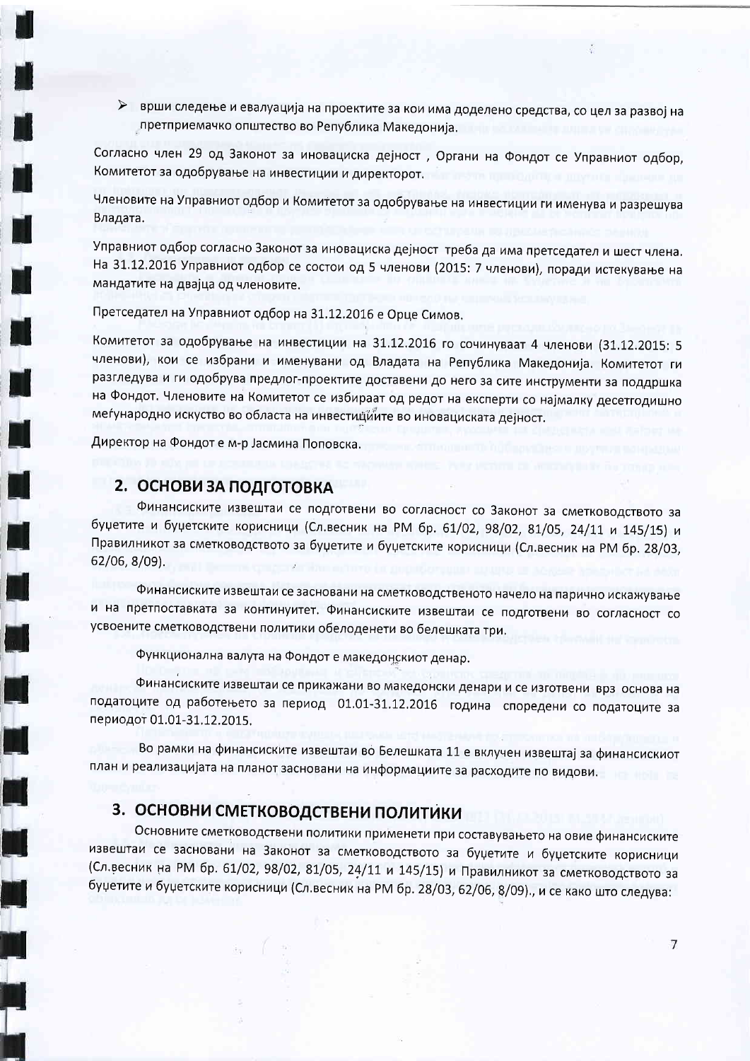- врши следење и евалуација на проектите за кои има доделено средства, со цел за развој на претприемачко општество во Република Македонија.

Согласно член 29 од Законот за иновациска дејност , Органи на Фондот се Управниот одбор, Комитетот за одобрување на инвестиции и директорот.

Членовите на Управниот одбор и Комитетот за одобрување на инвестиции ги именува и разрешува Владата.

Управниот одбор согласно Законот за иновациска дејност треба да има претседател и шест члена. На 31.12.2016 Управниот одбор се состои од 5 членови (2015: 7 членови), поради истекување на мандатите на двајца од членовите.

Претседател на Управниот одбор на 31.12.2016 е Орце Симов.

Комитетот за одобрување на инвестиции на 31.12.2016 го сочинуваат 4 членови (31.12.2015: 5 членови), кои се избрани и именувани од Владата на Република Македонија. Комитетот ги разгледува и ги одобрува предлог-проектите доставени до него за сите инструменти за поддршка на Фондот. Членовите на Комитетот се избираат од редот на експерти со најмалку десетгодишно меѓународно искуство во областа на инвестициите во иновациската дејност.

Директор на Фондот е м-р Јасмина Поповска.

## 2. ОСНОВИ ЗА ПОДГОТОВКА

Финансиските извештаи се подготвени во согласност со Законот за сметководството за буџетите и буџетските корисници (Сл.весник на РМ бр. 61/02, 98/02, 81/05, 24/11 и 145/15) и Правилникот за сметководството за буџетите и буџетските корисници (Сл.весник на РМ бр. 28/03, 62/06, 8/09).

Финансиските извештаи се засновани на сметководственото начело на парично искажување и на претпоставката за континуитет. Финансиските извештаи се подготвени во согласност со усвоените сметководствени политики обелоденети во белешката три.

Функционална валута на Фондот е македонскиот денар.

Финансиските извештаи се прикажани во македонски денари и се изготвени врз основа на податоците од работењето за период 01.01-31.12.2016 година споредени со податоците за периодот 01.01-31.12.2015.

Во рамки на финансиските извештаи во Белешката 11 е вклучен извештај за финансискиот план и реализацијата на планот засновани на информациите за расходите по видови.

## 3. ОСНОВНИ СМЕТКОВОДСТВЕНИ ПОЛИТИКИ

Основните сметководствени политики применети при составувањето на овие финансиските извештаи се засновани на Законот за сметководството за буџетите и буџетските корисници (Сл.весник на РМ бр. 61/02, 98/02, 81/05, 24/11 и 145/15) и Правилникот за сметководството за буџетите и буџетските корисници (Сл.весник на РМ бр. 28/03, 62/06, 8/09)., и се како што следува: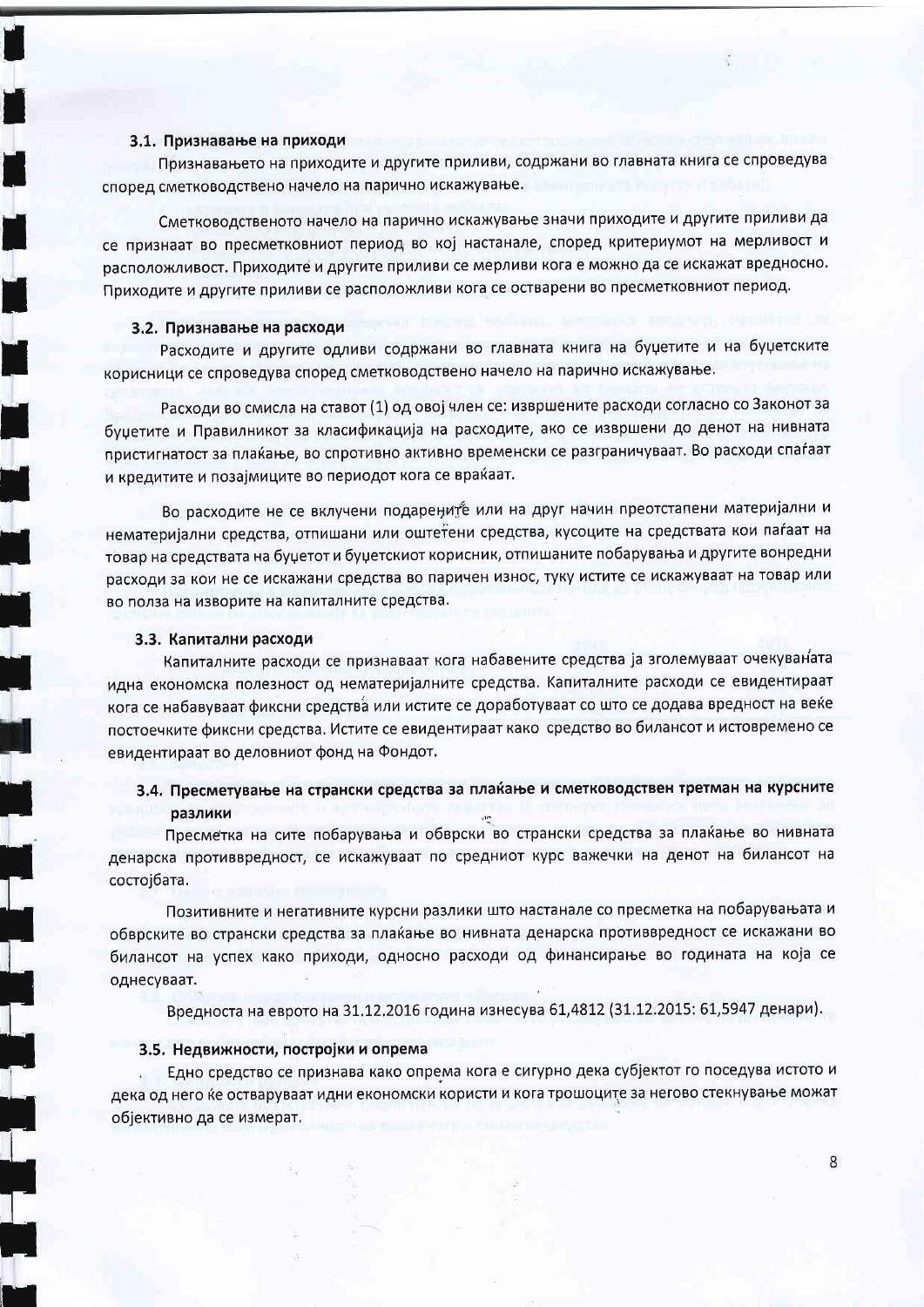### 3.1. Признавање на приходи

Признавањето на приходите и другите приливи, содржани во главната книга се спроведува според сметководствено начело на парично искажување.

Сметководственото начело на парично искажување значи приходите и другите приливи да се признаат во пресметковниот период во кој настанале, според критериумот на мерливост и расположливост. Приходите и другите приливи се мерливи кога е можно да се искажат вредносно. Приходите и другите приливи се расположливи кога се остварени во пресметковниот период.

### 3.2. Признавање на расходи

Расходите и другите одливи содржани во главната книга на буџетите и на буџетските корисници се спроведува според сметководствено начело на парично искажување.

Расходи во смисла на ставот (1) од овој член се: извршените расходи согласно со Законот за буџетите и Правилникот за класификација на расходите, ако се извршени до денот на нивната пристигнатост за плаќање, во спротивно активно временски се разграничуваат. Во расходи спаѓаат и кредитите и позајмиците во периодот кога се враќаат.

Во расходите не се вклучени подарените или на друг начин преотстапени материјални и нематеријални средства, отпишани или оштетени средства, кусоците на средствата кои паѓаат на товар на средствата на буџетот и буџетскиот корисник, отпишаните побарувања и другите вонредни расходи за кои не се искажани средства во паричен износ, туку истите се искажуваат на товар или во полза на изворите на капиталните средства.

### 3.3. Капитални расходи

Капиталните расходи се признаваат кога набавените средства ја зголемуваат очекуваната идна економска полезност од нематеријалните средства. Капиталните расходи се евидентираат кога се набавуваат фиксни средства или истите се доработуваат со што се додава вредност на веќе постоечките фиксни средства. Истите се евидентираат како средство во билансот и истовремено се евидентираат во деловниот фонд на Фондот.

### 3.4. Пресметување на странски средства за плаќање и сметководствен третман на курсните разлики

Пресметка на сите побарувања и обврски во странски средства за плаќање во нивната денарска противвредност, се искажуваат по средниот курс важечки на денот на билансот на состојбата.

Позитивните и негативните курсни разлики што настанале со пресметка на побарувањата и обврските во странски средства за плаќање во нивната денарска противвредност се искажани во билансот на успех како приходи, односно расходи од финансирање во годината на која се однесуваат.

Вредноста на еврото на 31.12.2016 година изнесува 61,4812 (31.12.2015: 61,5947 денари).

### 3.5. Недвижности, постројки и опрема

Едно средство се признава како опрема кога е сигурно дека субјектот го поседува истото и дека од него ќе оствaруваат идни економски користи и кога трошоците за негово стекнување можат објективно да се измерат.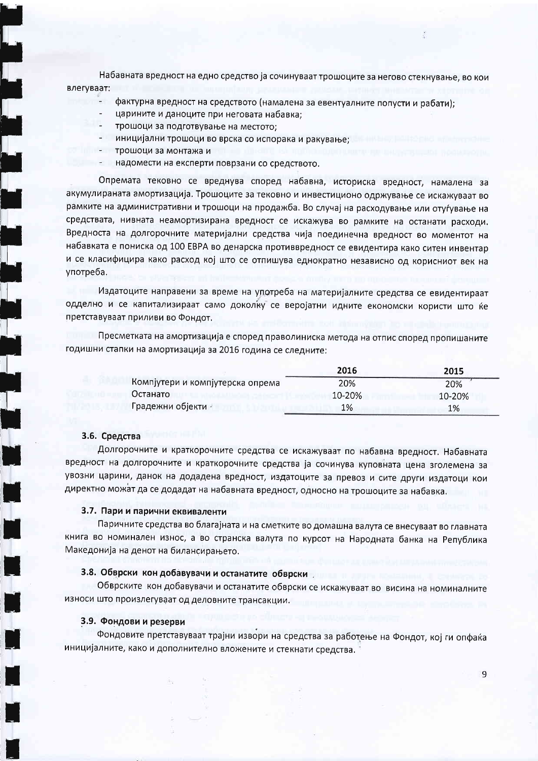Набавната вредност на едно средство ја сочинуваат трошоците за негово стекнување, во кои влегуваат:

- фактурна вредност на средството (намалена за евентуалните попусти и рабати);
- царините и даноците при неговата набавка;
- трошоци за подготвување на местото;
- иницијални трошоци во врска со испорака и ракување;
- трошоци за монтажа и
- надомести на експерти поврзани со средството.

Опремата тековно се вреднува според набавна, историска вредност, намалена за акумулираната амортизација. Трошоците за тековно и инвестиционо одржување се искажуваат во рамките на административни и трошоци на продажба. Во случај на расходување или отуѓување на средствата, нивната неамортизирана вредност се искажува во рамките на останати расходи. Вредноста на долгорочните материјални средства чија поединечна вредност во моментот на набавката е пониска од 100 ЕВРА во денарска противвредност се евидентира како ситен инвентар и се класифицира како расход кој што се отпишува еднократно независно од корисниот век на употреба.

Издатоците направени за време на употреба на материјалните средства се евидентираат одделно и се капитализираат само доколку се веројатни идните економски користи што ќе претставуваат приливи во Фондот.

Пресметката на амортизација е според праволиниска метода на отпис според пропишаните годишни стапки на амортизација за 2016 година се следните:

| | 2016 | 2015 |
|---|---|---|
| Компјутери и компјутерска опрема | 20% | 20% |
| Останато | 10-20% | 10-20% |
| Градежни објекти | 1% | 1% |

### 3.6. Средства

Долгорочните и краткорочните средства се искажуваат по набавна вредност. Набавната вредност на долгорочните и краткорочните средства ја сочинува куповната цена зголемена за увозни царини, данок на додадена вредност, издатоците за превоз и сите други издатоци кои директно можат да се додадат на набавната вредност, односно на трошоците за набавка.

### 3.7. Пари и парични еквиваленти

Паричните средства во благајната и на сметките во домашна валута се внесуваат во главната книга во номинален износ, а во странска валута по курсот на Народната банка на Република Македонија на денот на билансирањето.

### 3.8. Обврски кон добавувачи и останатите обврски

Обврските кон добавувачи и останатите обврски се искажуваат во висина на номиналните износи што произлегуваат од деловните трансакции.

### 3.9. Фондови и резерви

Фондовите претставуваат трајни извори на средства за работење на Фондот, кој ги опфаќа иницијалните, како и дополнително вложените и стекнати средства.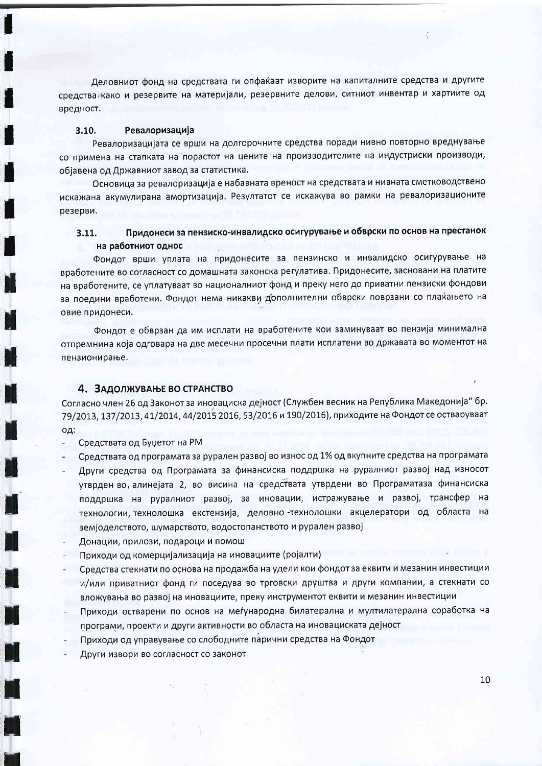Деловниот фонд на средствата ги опфаќаат изворите на капиталните средства и другите средства како и резервите на материјали, резервните делови, ситниот инвентар и хартиите од вредност.

### 3.10. Ревалоризација

Ревалоризацијата се врши на долгорочните средства поради нивно повторно вреднување со примена на стапката на порастот на цените на производителите на индустриски производи, објавена од Државниот завод за статистика.

Основица за ревалоризација е набавната вреност на средствата и нивната сметководствено искажана акумулирана амортизација. Резултатот се искажува во рамки на ревалоризационите резерви.

### 3.11. Придонеси за пензиско-инвалидско осигурување и обврски по основ на престанок на работниот однос

Фондот врши уплата на придонесите за пензинско и инвалидско осигурување на вработените во согласност со домашната законска регулатива. Придонесите, засновани на платите на вработените, се уплатуваат во националниот фонд и преку него до приватни пензиски фондови за поедини вработени. Фондот нема никакви дополнителни обврски поврзани со плаќањето на овие придонеси.

Фондот е обврзан да им исплати на вработените кои заминуваат во пензија минимална отпремнина која одговара на две месечни просечни плати исплатени во државата во моментот на пензионирање.

## 4. Задолжување во странство

Согласно член 26 од Законот за иновациска дејност (Службен весник на Република Македонија" бр. 79/2013, 137/2013, 41/2014, 44/2015 2016, 53/2016 и 190/2016), приходите на Фондот се остваруваат од:

- Средствата од Буџетот на РМ
- Средствата од програмата за рурален развој во износ од 1% од вкупните средства на програмата
- Други средства од Програмата за финансиска поддршка на руралниот развој над износот утврден во, алинејата 2, во висина на средствата утврдени во Програматаза финансиска поддршка на руралниот развој, за иновации, истражување и развој, трансфер на технологии, технолошка екстензија, деловно -технолошки акцелератори од областа на земјоделството, шумарството, водостопанството и рурален развој
- Донации, прилози, подароци и помош
- Приходи од комерцијализација на иновациите (ројалти)
- Средства стекнати по основа на продажба на удели кои фондот за еквити и мезанин инвестиции и/или приватниот фонд ги поседува во трговски друштва и други компании, а стекнати со вложувања во развој на иновациите, преку инструментот еквити и мезанин инвестиции
- Приходи остварени по основ на меѓународна билатерална и мултилатерална соработка на програми, проекти и други активности во областа на иновациската дејност
- Приходи од управување со слободните парични средства на Фондот
- Други извори во согласност со законот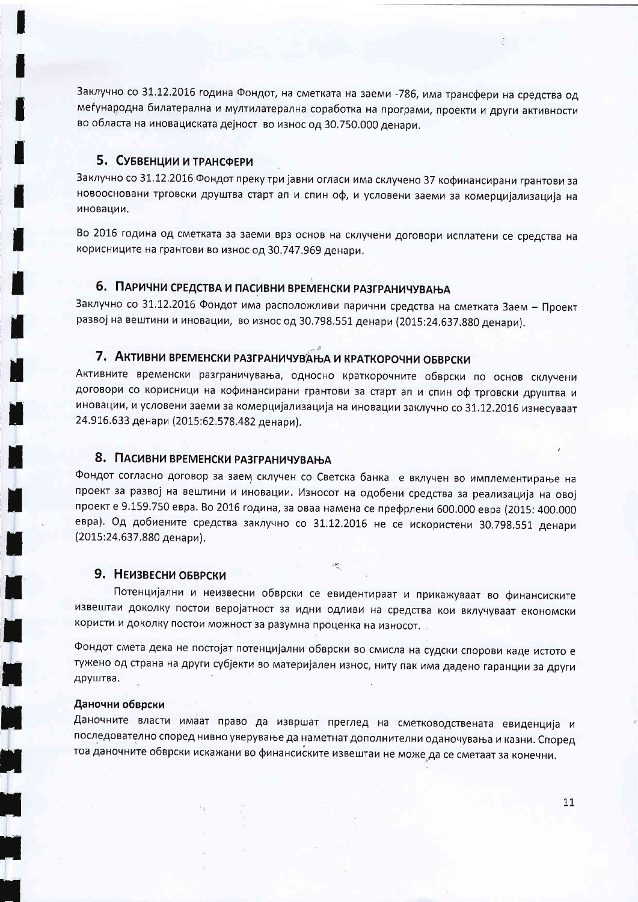Заклучно со 31.12.2016 година Фондот, на сметката на заеми -786, има трансфери на средства од меѓународна билатерална и мултилатерална соработка на програми, проекти и други активности во областа на иновациската дејност во износ од 30.750.000 денари.

## 5. Субвенции и трансфери

Заклучно со 31.12.2016 Фондот преку три јавни огласи има склучено 37 кофинансирани грантови за новоосновани трговски друштва старт ап и спин оф, и условени заеми за комерцијализација на иновации.

Во 2016 година од сметката за заеми врз основ на склучени договори исплатени се средства на корисниците на грантови во износ од 30.747.969 денари.

## 6. Парични средства и пасивни временски разграничувања

Заклучно со 31.12.2016 Фондот има расположливи парични средства на сметката Заем – Проект развој на вештини и иновации, во износ од 30.798.551 денари (2015:24.637.880 денари).

## 7. Активни временски разграничувања и краткорочни обврски

Активните временски разграничувања, односно краткорочните обврски по основ склучени договори со корисници на кофинансирани грантови за старт ап и спин оф трговски друштва и иновации, и условени заеми за комерцијализација на иновации заклучно со 31.12.2016 изнесуваат 24.916.633 денари (2015:62.578.482 денари).

## 8. Пасивни временски разграничувања

Фондот согласно договор за заем склучен со Светска банка е вклучен во имплементирање на проект за развој на вештини и иновации. Износот на одобени средства за реализација на овој проект е 9.159.750 евра. Во 2016 година, за оваа намена се префрлени 600.000 евра (2015: 400.000 евра). Од добиените средства заклучно со 31.12.2016 не се искористени 30.798.551 денари (2015:24.637.880 денари).

## 9. Неизвесни обврски

Потенцијални и неизвесни обврски се евидентираат и прикажуваат во финансиските извештаи доколку постои веројатност за идни одливи на средства кои вклучуваат економски користи и доколку постои можност за разумна проценка на износот.

Фондот смета дека не постојат потенцијални обврски во смисла на судски спорови каде истото е тужено од страна на други субјекти во материјален износ, ниту пак има дадено гаранции за други друштва.

**Даночни обврски**

Даночните власти имаат право да извршат преглед на сметководствената евиденција и последователно според нивно уверување да наметнат дополнителни оданочувања и казни. Според тоа даночните обврски искажани во финансиските извештаи не може да се сметаат за конечни.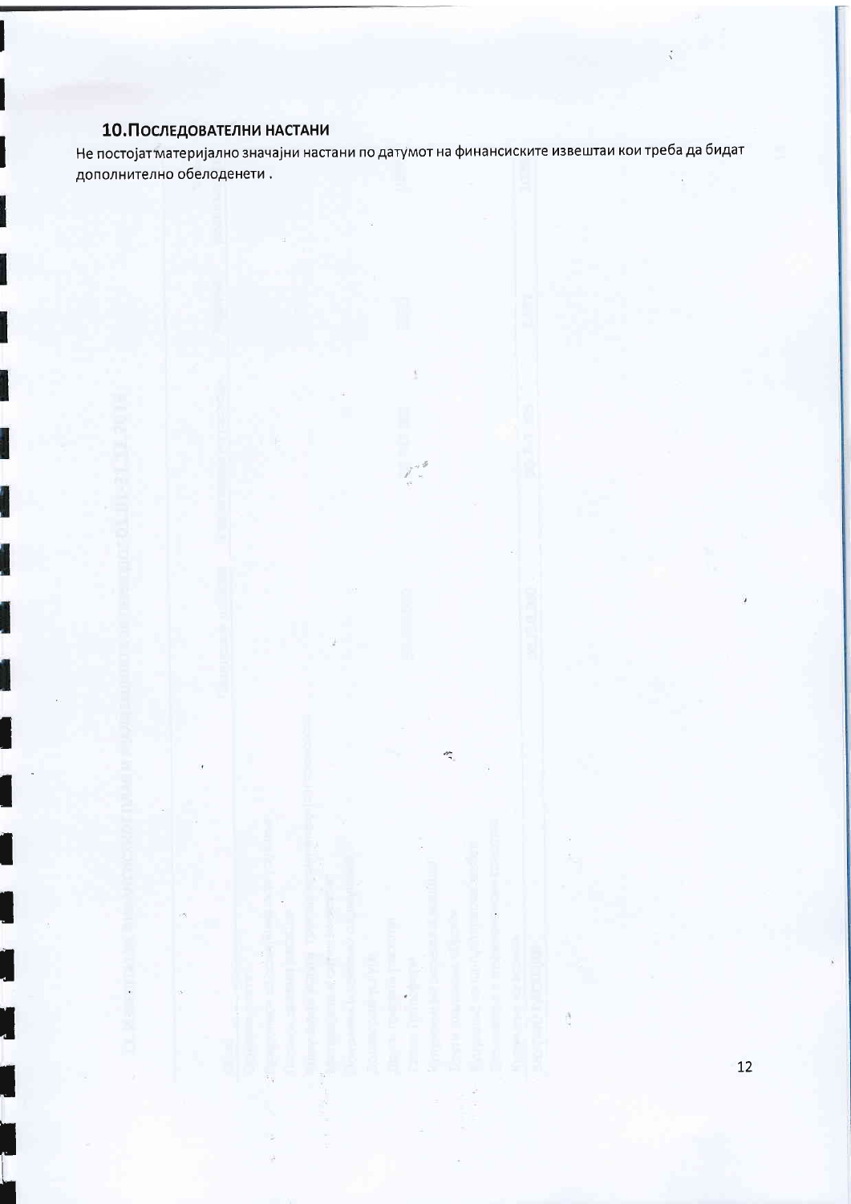## 10.Последователни настани

Не постојат материјално значајни настани по датумот на финансиските извештаи кои треба да бидат дополнително обелоденети .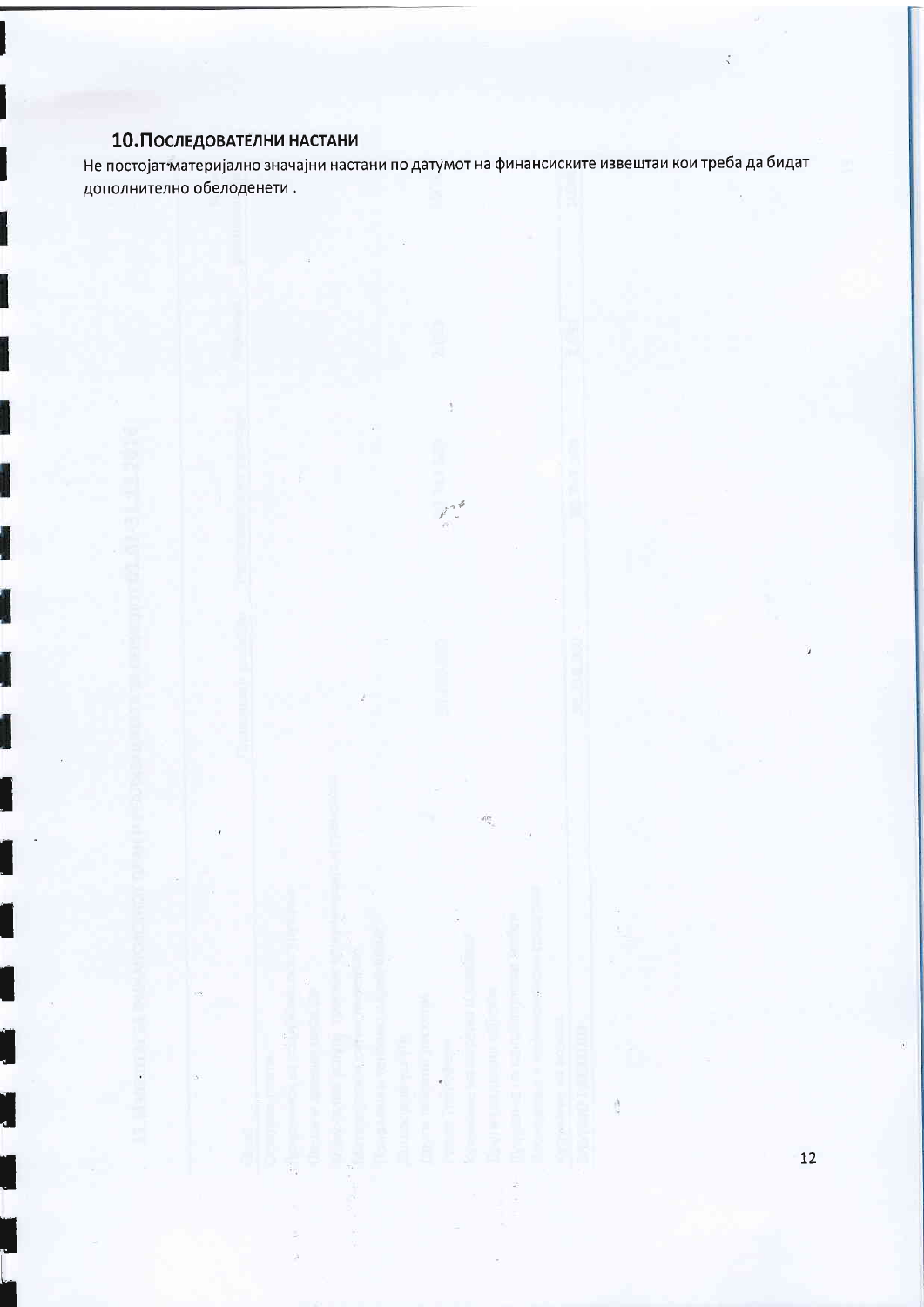## 10. Последователни настани

Не постојат материјално значајни настани по датумот на финансиските извештаи кои треба да бидат дополнително обелоденети .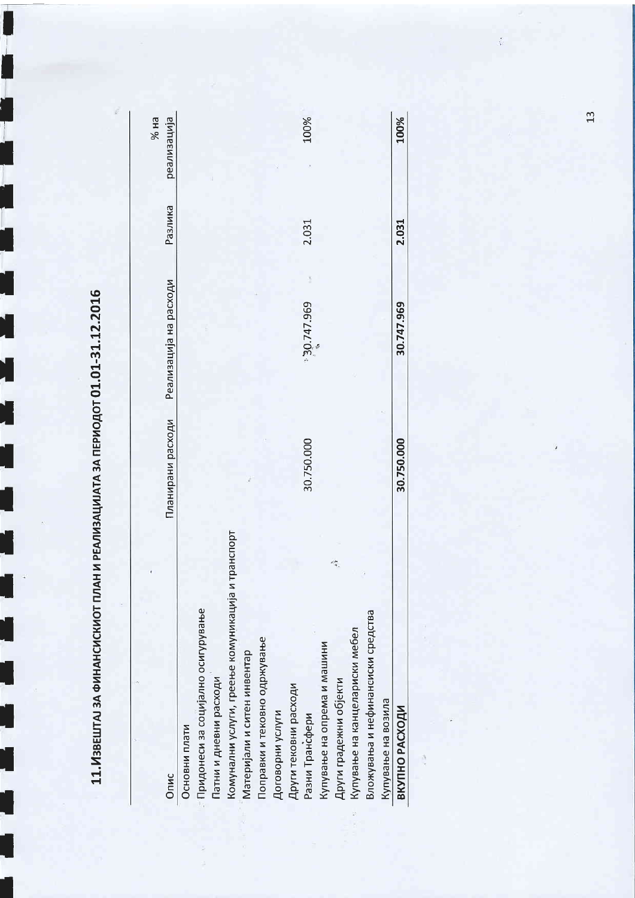## 11.ИЗВЕШТАЈ ЗА ФИНАНСИСКИОТ ПЛАН И РЕАЛИЗАЦИЈАТА ЗА ПЕРИОДОТ 01.01-31.12.2016

| Опис | Планирани расходи | Реализација на расходи | Разлика | % на реализација |
|---|---|---|---|---|
| Основни плати | | | | |
| Придонеси за социјално осигурување | | | | |
| Патни и дневни расходи | | | | |
| Комунални услуги, греење комуникација и транспорт | | | | |
| Материјали и ситен инвентар | | | | |
| Поправки и тековно одржување | | | | |
| Договорни услуги | | | | |
| Други тековни расходи | | | | |
| Разни Трансфери | 30.750.000 | 30.747.969 | 2.031 | 100% |
| Купување на опрема и машини | | | | |
| Други градежни објекти | | | | |
| Купување на канцелариски мебел | | | | |
| Вложувања и нефинансиски средства | | | | |
| Купување на возила | | | | |
| **ВКУПНО РАСХОДИ** | **30.750.000** | **30.747.969** | **2.031** | **100%** |